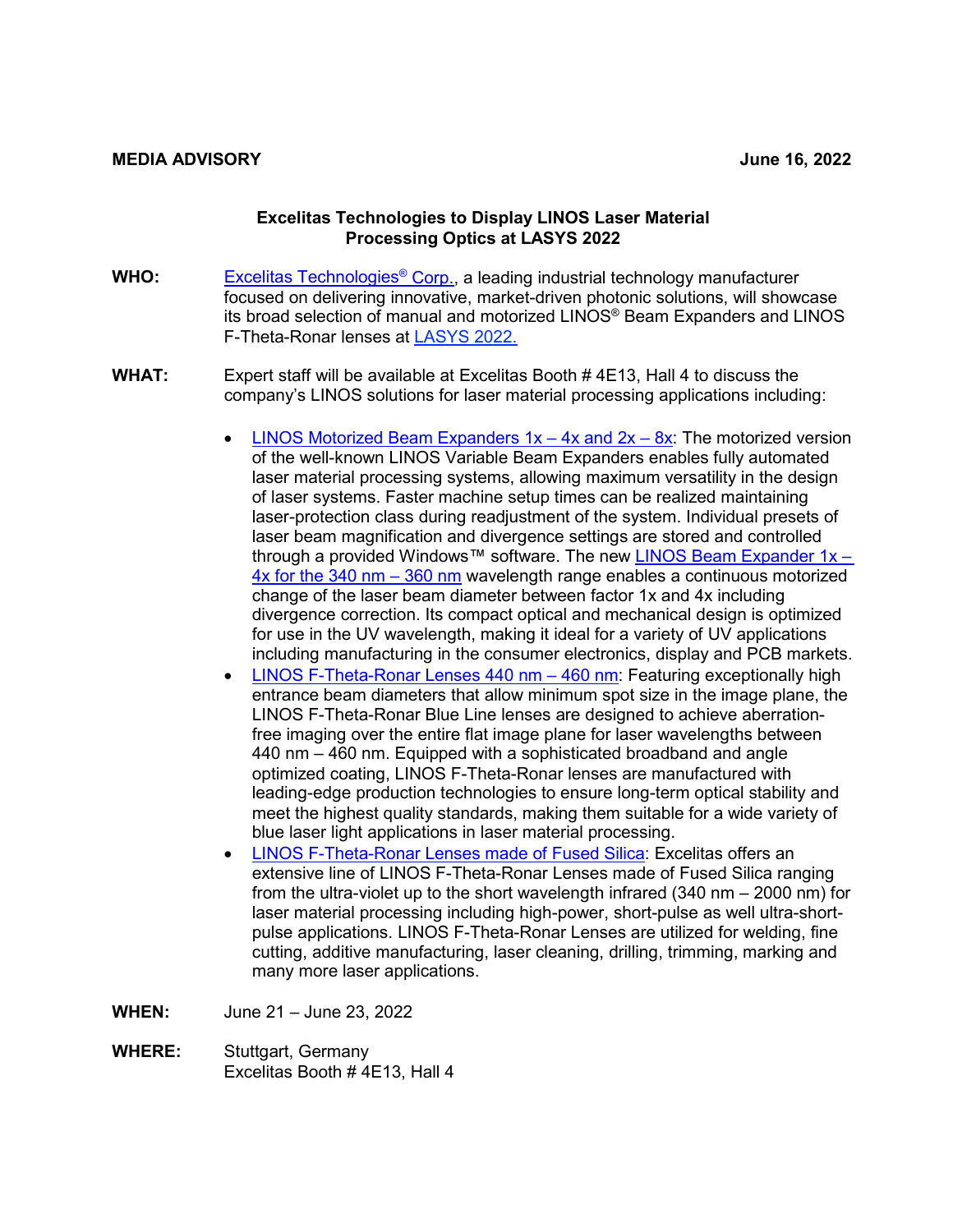**MEDIA ADVISORY** **June 16, 2022**

**Excelitas Technologies to Display LINOS Laser Material Processing Optics at LASYS 2022**

**WHO:** Excelitas Technologies® Corp., a leading industrial technology manufacturer focused on delivering innovative, market-driven photonic solutions, will showcase its broad selection of manual and motorized LINOS® Beam Expanders and LINOS F-Theta-Ronar lenses at LASYS 2022.

**WHAT:** Expert staff will be available at Excelitas Booth # 4E13, Hall 4 to discuss the company's LINOS solutions for laser material processing applications including:

- LINOS Motorized Beam Expanders 1x – 4x and 2x – 8x: The motorized version of the well-known LINOS Variable Beam Expanders enables fully automated laser material processing systems, allowing maximum versatility in the design of laser systems. Faster machine setup times can be realized maintaining laser-protection class during readjustment of the system. Individual presets of laser beam magnification and divergence settings are stored and controlled through a provided Windows™ software. The new LINOS Beam Expander 1x – 4x for the 340 nm – 360 nm wavelength range enables a continuous motorized change of the laser beam diameter between factor 1x and 4x including divergence correction. Its compact optical and mechanical design is optimized for use in the UV wavelength, making it ideal for a variety of UV applications including manufacturing in the consumer electronics, display and PCB markets.
- LINOS F-Theta-Ronar Lenses 440 nm – 460 nm: Featuring exceptionally high entrance beam diameters that allow minimum spot size in the image plane, the LINOS F-Theta-Ronar Blue Line lenses are designed to achieve aberration-free imaging over the entire flat image plane for laser wavelengths between 440 nm – 460 nm. Equipped with a sophisticated broadband and angle optimized coating, LINOS F-Theta-Ronar lenses are manufactured with leading-edge production technologies to ensure long-term optical stability and meet the highest quality standards, making them suitable for a wide variety of blue laser light applications in laser material processing.
- LINOS F-Theta-Ronar Lenses made of Fused Silica: Excelitas offers an extensive line of LINOS F-Theta-Ronar Lenses made of Fused Silica ranging from the ultra-violet up to the short wavelength infrared (340 nm – 2000 nm) for laser material processing including high-power, short-pulse as well ultra-short-pulse applications. LINOS F-Theta-Ronar Lenses are utilized for welding, fine cutting, additive manufacturing, laser cleaning, drilling, trimming, marking and many more laser applications.

**WHEN:** June 21 – June 23, 2022

**WHERE:** Stuttgart, Germany
Excelitas Booth # 4E13, Hall 4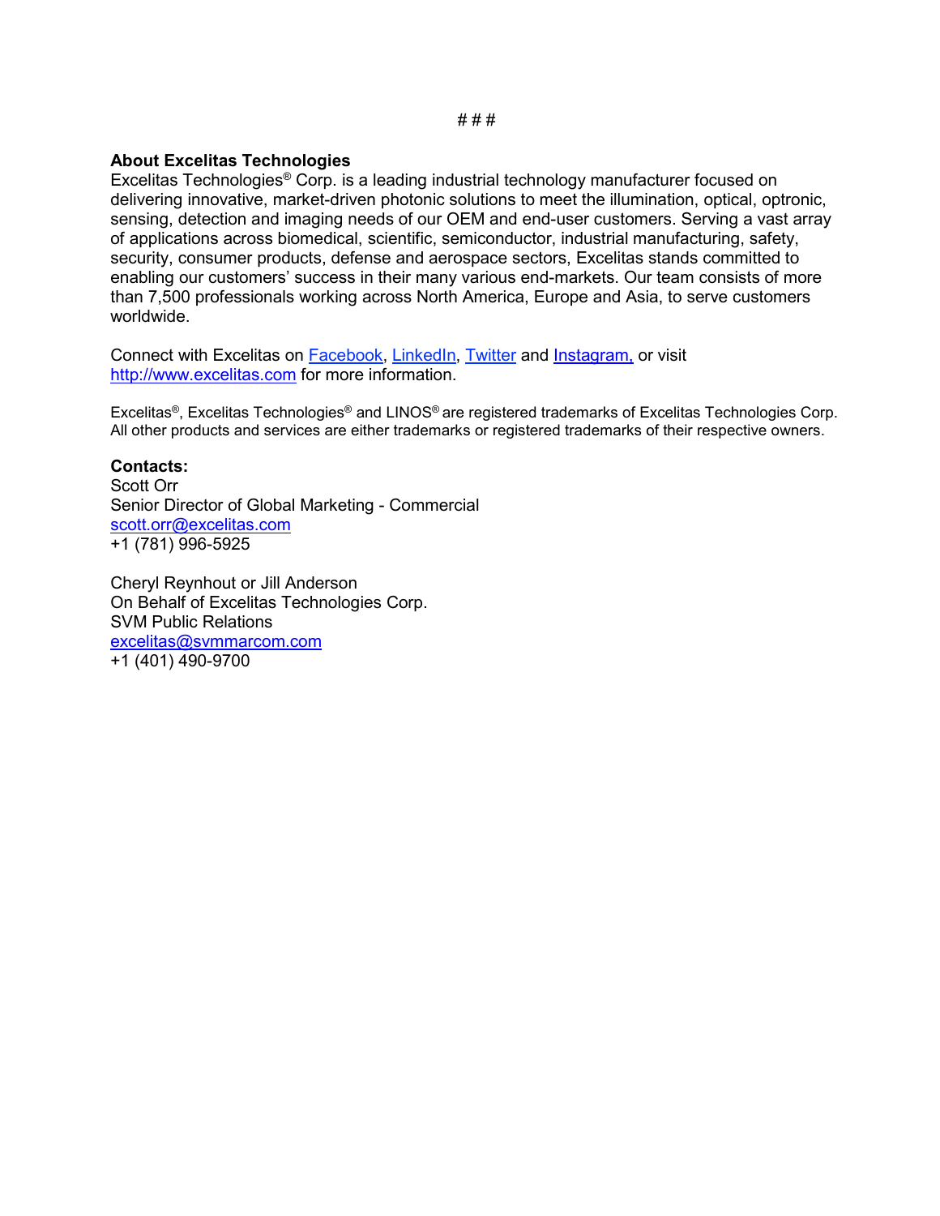# # #

**About Excelitas Technologies**
Excelitas Technologies® Corp. is a leading industrial technology manufacturer focused on delivering innovative, market-driven photonic solutions to meet the illumination, optical, optronic, sensing, detection and imaging needs of our OEM and end-user customers. Serving a vast array of applications across biomedical, scientific, semiconductor, industrial manufacturing, safety, security, consumer products, defense and aerospace sectors, Excelitas stands committed to enabling our customers' success in their many various end-markets. Our team consists of more than 7,500 professionals working across North America, Europe and Asia, to serve customers worldwide.

Connect with Excelitas on Facebook, LinkedIn, Twitter and Instagram, or visit http://www.excelitas.com for more information.

Excelitas®, Excelitas Technologies® and LINOS® are registered trademarks of Excelitas Technologies Corp. All other products and services are either trademarks or registered trademarks of their respective owners.

**Contacts:**
Scott Orr
Senior Director of Global Marketing - Commercial
scott.orr@excelitas.com
+1 (781) 996-5925

Cheryl Reynhout or Jill Anderson
On Behalf of Excelitas Technologies Corp.
SVM Public Relations
excelitas@svmmarcom.com
+1 (401) 490-9700